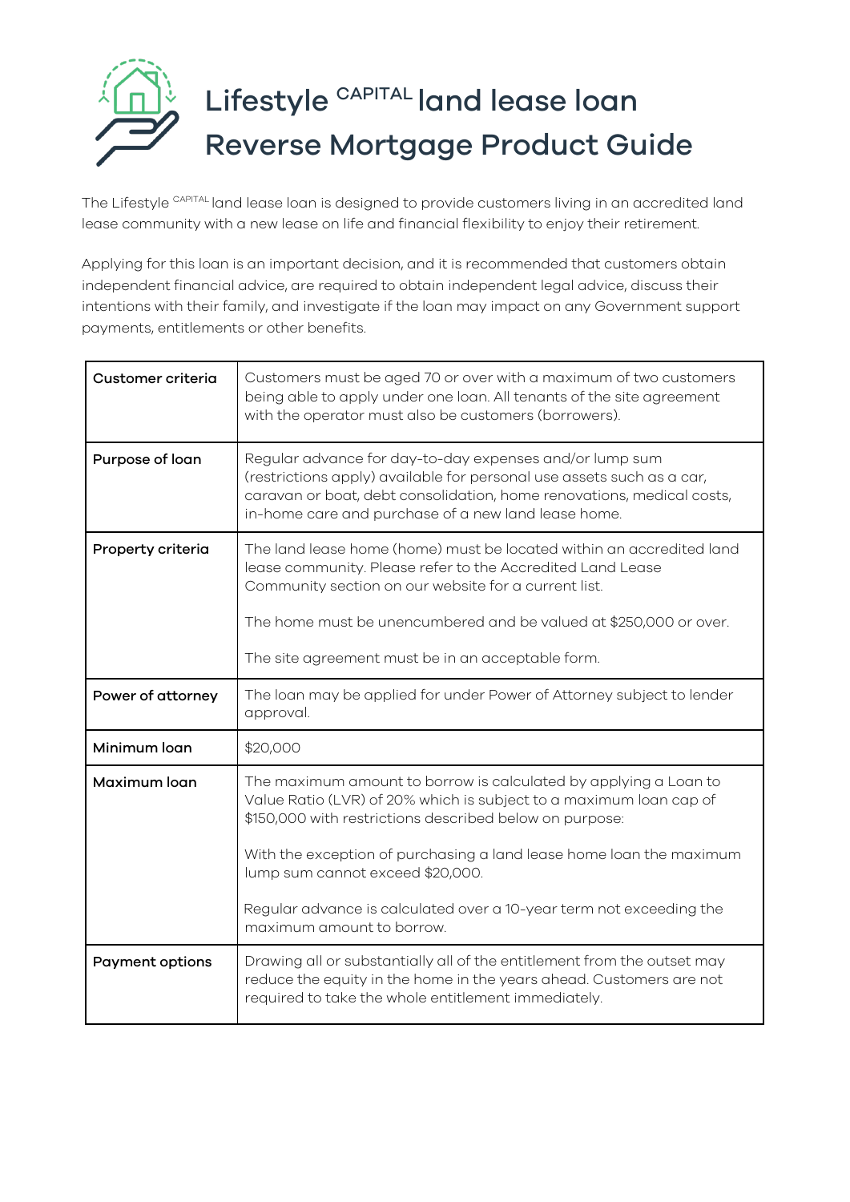# Lifestyle CAPITAL land lease loan Reverse Mortgage Product Guide

The Lifestyle CAPITAL land lease loan is designed to provide customers living in an accredited land lease community with a new lease on life and financial flexibility to enjoy their retirement.

Applying for this loan is an important decision, and it is recommended that customers obtain independent financial advice, are required to obtain independent legal advice, discuss their intentions with their family, and investigate if the loan may impact on any Government support payments, entitlements or other benefits.

| | |
|---|---|
| **Customer criteria** | Customers must be aged 70 or over with a maximum of two customers being able to apply under one loan. All tenants of the site agreement with the operator must also be customers (borrowers). |
| **Purpose of loan** | Regular advance for day-to-day expenses and/or lump sum (restrictions apply) available for personal use assets such as a car, caravan or boat, debt consolidation, home renovations, medical costs, in-home care and purchase of a new land lease home. |
| **Property criteria** | The land lease home (home) must be located within an accredited land lease community. Please refer to the Accredited Land Lease Community section on our website for a current list.<br><br>The home must be unencumbered and be valued at $250,000 or over.<br><br>The site agreement must be in an acceptable form. |
| **Power of attorney** | The loan may be applied for under Power of Attorney subject to lender approval. |
| **Minimum loan** | $20,000 |
| **Maximum loan** | The maximum amount to borrow is calculated by applying a Loan to Value Ratio (LVR) of 20% which is subject to a maximum loan cap of $150,000 with restrictions described below on purpose:<br><br>With the exception of purchasing a land lease home loan the maximum lump sum cannot exceed $20,000.<br><br>Regular advance is calculated over a 10-year term not exceeding the maximum amount to borrow. |
| **Payment options** | Drawing all or substantially all of the entitlement from the outset may reduce the equity in the home in the years ahead. Customers are not required to take the whole entitlement immediately. |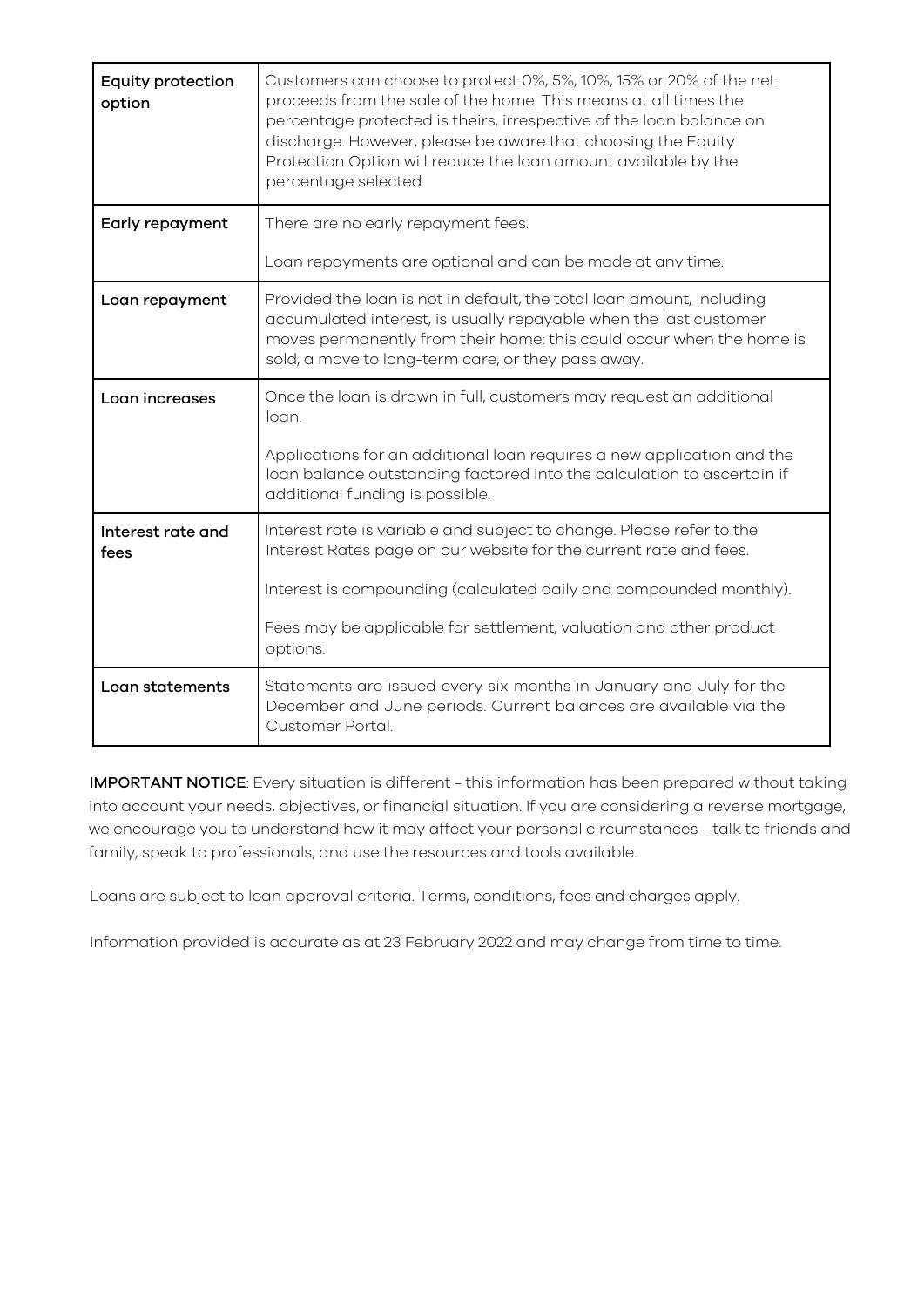| | |
|---|---|
| **Equity protection option** | Customers can choose to protect 0%, 5%, 10%, 15% or 20% of the net proceeds from the sale of the home. This means at all times the percentage protected is theirs, irrespective of the loan balance on discharge. However, please be aware that choosing the Equity Protection Option will reduce the loan amount available by the percentage selected. |
| **Early repayment** | There are no early repayment fees.<br><br>Loan repayments are optional and can be made at any time. |
| **Loan repayment** | Provided the loan is not in default, the total loan amount, including accumulated interest, is usually repayable when the last customer moves permanently from their home: this could occur when the home is sold, a move to long-term care, or they pass away. |
| **Loan increases** | Once the loan is drawn in full, customers may request an additional loan.<br><br>Applications for an additional loan requires a new application and the loan balance outstanding factored into the calculation to ascertain if additional funding is possible. |
| **Interest rate and fees** | Interest rate is variable and subject to change. Please refer to the Interest Rates page on our website for the current rate and fees.<br><br>Interest is compounding (calculated daily and compounded monthly).<br><br>Fees may be applicable for settlement, valuation and other product options. |
| **Loan statements** | Statements are issued every six months in January and July for the December and June periods. Current balances are available via the Customer Portal. |

**IMPORTANT NOTICE**: Every situation is different - this information has been prepared without taking into account your needs, objectives, or financial situation. If you are considering a reverse mortgage, we encourage you to understand how it may affect your personal circumstances - talk to friends and family, speak to professionals, and use the resources and tools available.

Loans are subject to loan approval criteria. Terms, conditions, fees and charges apply.

Information provided is accurate as at 23 February 2022 and may change from time to time.